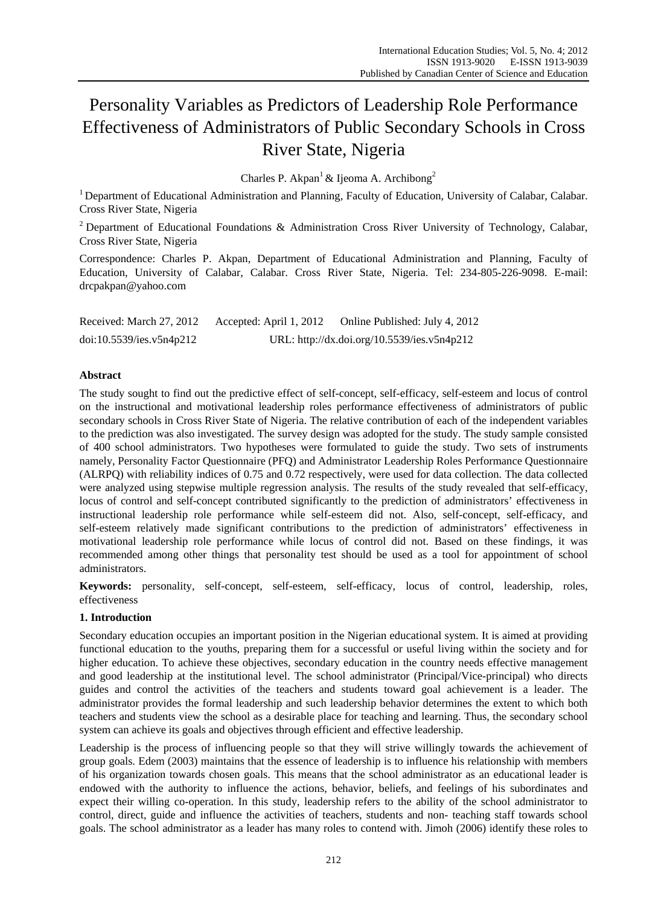# Personality Variables as Predictors of Leadership Role Performance Effectiveness of Administrators of Public Secondary Schools in Cross River State, Nigeria

Charles P. Akpan[1] & Ijeoma A. Archibong[2]

[1] Department of Educational Administration and Planning, Faculty of Education, University of Calabar, Calabar. Cross River State, Nigeria

[2] Department of Educational Foundations & Administration Cross River University of Technology, Calabar, Cross River State, Nigeria

Correspondence: Charles P. Akpan, Department of Educational Administration and Planning, Faculty of Education, University of Calabar, Calabar. Cross River State, Nigeria. Tel: 234-805-226-9098. E-mail: drcpakpan@yahoo.com

Received: March 27, 2012 Accepted: April 1, 2012 Online Published: July 4, 2012

doi:10.5539/ies.v5n4p212 URL: http://dx.doi.org/10.5539/ies.v5n4p212

## Abstract

The study sought to find out the predictive effect of self-concept, self-efficacy, self-esteem and locus of control on the instructional and motivational leadership roles performance effectiveness of administrators of public secondary schools in Cross River State of Nigeria. The relative contribution of each of the independent variables to the prediction was also investigated. The survey design was adopted for the study. The study sample consisted of 400 school administrators. Two hypotheses were formulated to guide the study. Two sets of instruments namely, Personality Factor Questionnaire (PFQ) and Administrator Leadership Roles Performance Questionnaire (ALRPQ) with reliability indices of 0.75 and 0.72 respectively, were used for data collection. The data collected were analyzed using stepwise multiple regression analysis. The results of the study revealed that self-efficacy, locus of control and self-concept contributed significantly to the prediction of administrators' effectiveness in instructional leadership role performance while self-esteem did not. Also, self-concept, self-efficacy, and self-esteem relatively made significant contributions to the prediction of administrators' effectiveness in motivational leadership role performance while locus of control did not. Based on these findings, it was recommended among other things that personality test should be used as a tool for appointment of school administrators.

**Keywords:** personality, self-concept, self-esteem, self-efficacy, locus of control, leadership, roles, effectiveness

## 1. Introduction

Secondary education occupies an important position in the Nigerian educational system. It is aimed at providing functional education to the youths, preparing them for a successful or useful living within the society and for higher education. To achieve these objectives, secondary education in the country needs effective management and good leadership at the institutional level. The school administrator (Principal/Vice-principal) who directs guides and control the activities of the teachers and students toward goal achievement is a leader. The administrator provides the formal leadership and such leadership behavior determines the extent to which both teachers and students view the school as a desirable place for teaching and learning. Thus, the secondary school system can achieve its goals and objectives through efficient and effective leadership.

Leadership is the process of influencing people so that they will strive willingly towards the achievement of group goals. Edem (2003) maintains that the essence of leadership is to influence his relationship with members of his organization towards chosen goals. This means that the school administrator as an educational leader is endowed with the authority to influence the actions, behavior, beliefs, and feelings of his subordinates and expect their willing co-operation. In this study, leadership refers to the ability of the school administrator to control, direct, guide and influence the activities of teachers, students and non- teaching staff towards school goals. The school administrator as a leader has many roles to contend with. Jimoh (2006) identify these roles to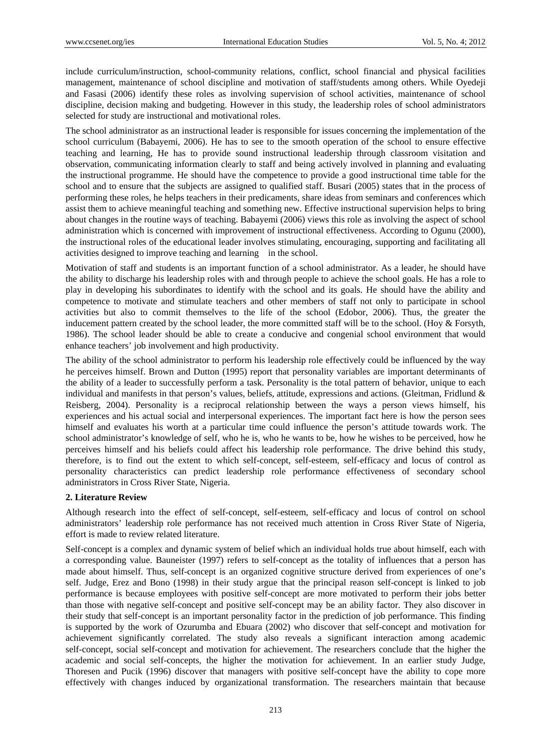include curriculum/instruction, school-community relations, conflict, school financial and physical facilities management, maintenance of school discipline and motivation of staff/students among others. While Oyedeji and Fasasi (2006) identify these roles as involving supervision of school activities, maintenance of school discipline, decision making and budgeting. However in this study, the leadership roles of school administrators selected for study are instructional and motivational roles.

The school administrator as an instructional leader is responsible for issues concerning the implementation of the school curriculum (Babayemi, 2006). He has to see to the smooth operation of the school to ensure effective teaching and learning, He has to provide sound instructional leadership through classroom visitation and observation, communicating information clearly to staff and being actively involved in planning and evaluating the instructional programme. He should have the competence to provide a good instructional time table for the school and to ensure that the subjects are assigned to qualified staff. Busari (2005) states that in the process of performing these roles, he helps teachers in their predicaments, share ideas from seminars and conferences which assist them to achieve meaningful teaching and something new. Effective instructional supervision helps to bring about changes in the routine ways of teaching. Babayemi (2006) views this role as involving the aspect of school administration which is concerned with improvement of instructional effectiveness. According to Ogunu (2000), the instructional roles of the educational leader involves stimulating, encouraging, supporting and facilitating all activities designed to improve teaching and learning in the school.

Motivation of staff and students is an important function of a school administrator. As a leader, he should have the ability to discharge his leadership roles with and through people to achieve the school goals. He has a role to play in developing his subordinates to identify with the school and its goals. He should have the ability and competence to motivate and stimulate teachers and other members of staff not only to participate in school activities but also to commit themselves to the life of the school (Edobor, 2006). Thus, the greater the inducement pattern created by the school leader, the more committed staff will be to the school. (Hoy & Forsyth, 1986). The school leader should be able to create a conducive and congenial school environment that would enhance teachers' job involvement and high productivity.

The ability of the school administrator to perform his leadership role effectively could be influenced by the way he perceives himself. Brown and Dutton (1995) report that personality variables are important determinants of the ability of a leader to successfully perform a task. Personality is the total pattern of behavior, unique to each individual and manifests in that person's values, beliefs, attitude, expressions and actions. (Gleitman, Fridlund & Reisberg, 2004). Personality is a reciprocal relationship between the ways a person views himself, his experiences and his actual social and interpersonal experiences. The important fact here is how the person sees himself and evaluates his worth at a particular time could influence the person's attitude towards work. The school administrator's knowledge of self, who he is, who he wants to be, how he wishes to be perceived, how he perceives himself and his beliefs could affect his leadership role performance. The drive behind this study, therefore, is to find out the extent to which self-concept, self-esteem, self-efficacy and locus of control as personality characteristics can predict leadership role performance effectiveness of secondary school administrators in Cross River State, Nigeria.

## 2. Literature Review

Although research into the effect of self-concept, self-esteem, self-efficacy and locus of control on school administrators' leadership role performance has not received much attention in Cross River State of Nigeria, effort is made to review related literature.

Self-concept is a complex and dynamic system of belief which an individual holds true about himself, each with a corresponding value. Bauneister (1997) refers to self-concept as the totality of influences that a person has made about himself. Thus, self-concept is an organized cognitive structure derived from experiences of one's self. Judge, Erez and Bono (1998) in their study argue that the principal reason self-concept is linked to job performance is because employees with positive self-concept are more motivated to perform their jobs better than those with negative self-concept and positive self-concept may be an ability factor. They also discover in their study that self-concept is an important personality factor in the prediction of job performance. This finding is supported by the work of Ozurumba and Ebuara (2002) who discover that self-concept and motivation for achievement significantly correlated. The study also reveals a significant interaction among academic self-concept, social self-concept and motivation for achievement. The researchers conclude that the higher the academic and social self-concepts, the higher the motivation for achievement. In an earlier study Judge, Thoresen and Pucik (1996) discover that managers with positive self-concept have the ability to cope more effectively with changes induced by organizational transformation. The researchers maintain that because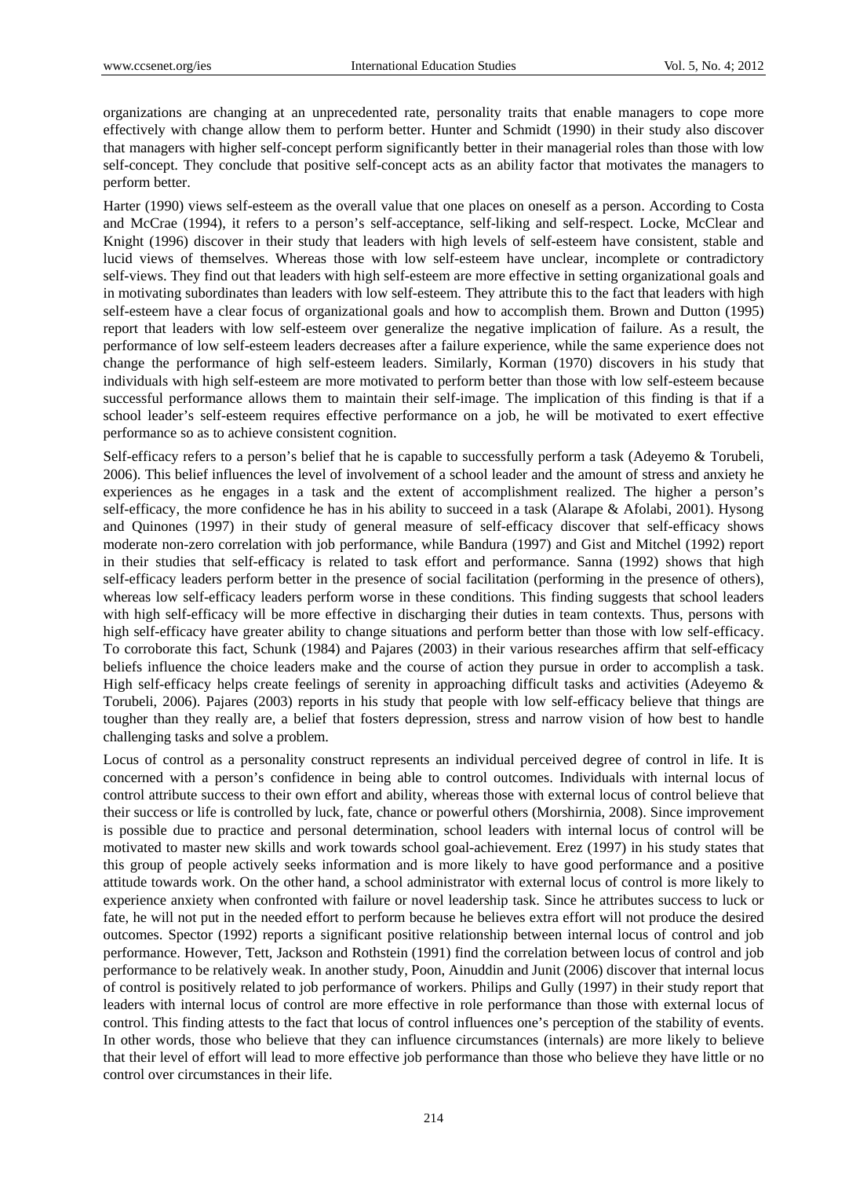organizations are changing at an unprecedented rate, personality traits that enable managers to cope more effectively with change allow them to perform better. Hunter and Schmidt (1990) in their study also discover that managers with higher self-concept perform significantly better in their managerial roles than those with low self-concept. They conclude that positive self-concept acts as an ability factor that motivates the managers to perform better.

Harter (1990) views self-esteem as the overall value that one places on oneself as a person. According to Costa and McCrae (1994), it refers to a person's self-acceptance, self-liking and self-respect. Locke, McClear and Knight (1996) discover in their study that leaders with high levels of self-esteem have consistent, stable and lucid views of themselves. Whereas those with low self-esteem have unclear, incomplete or contradictory self-views. They find out that leaders with high self-esteem are more effective in setting organizational goals and in motivating subordinates than leaders with low self-esteem. They attribute this to the fact that leaders with high self-esteem have a clear focus of organizational goals and how to accomplish them. Brown and Dutton (1995) report that leaders with low self-esteem over generalize the negative implication of failure. As a result, the performance of low self-esteem leaders decreases after a failure experience, while the same experience does not change the performance of high self-esteem leaders. Similarly, Korman (1970) discovers in his study that individuals with high self-esteem are more motivated to perform better than those with low self-esteem because successful performance allows them to maintain their self-image. The implication of this finding is that if a school leader's self-esteem requires effective performance on a job, he will be motivated to exert effective performance so as to achieve consistent cognition.

Self-efficacy refers to a person's belief that he is capable to successfully perform a task (Adeyemo & Torubeli, 2006). This belief influences the level of involvement of a school leader and the amount of stress and anxiety he experiences as he engages in a task and the extent of accomplishment realized. The higher a person's self-efficacy, the more confidence he has in his ability to succeed in a task (Alarape & Afolabi, 2001). Hysong and Quinones (1997) in their study of general measure of self-efficacy discover that self-efficacy shows moderate non-zero correlation with job performance, while Bandura (1997) and Gist and Mitchel (1992) report in their studies that self-efficacy is related to task effort and performance. Sanna (1992) shows that high self-efficacy leaders perform better in the presence of social facilitation (performing in the presence of others), whereas low self-efficacy leaders perform worse in these conditions. This finding suggests that school leaders with high self-efficacy will be more effective in discharging their duties in team contexts. Thus, persons with high self-efficacy have greater ability to change situations and perform better than those with low self-efficacy. To corroborate this fact, Schunk (1984) and Pajares (2003) in their various researches affirm that self-efficacy beliefs influence the choice leaders make and the course of action they pursue in order to accomplish a task. High self-efficacy helps create feelings of serenity in approaching difficult tasks and activities (Adeyemo & Torubeli, 2006). Pajares (2003) reports in his study that people with low self-efficacy believe that things are tougher than they really are, a belief that fosters depression, stress and narrow vision of how best to handle challenging tasks and solve a problem.

Locus of control as a personality construct represents an individual perceived degree of control in life. It is concerned with a person's confidence in being able to control outcomes. Individuals with internal locus of control attribute success to their own effort and ability, whereas those with external locus of control believe that their success or life is controlled by luck, fate, chance or powerful others (Morshirnia, 2008). Since improvement is possible due to practice and personal determination, school leaders with internal locus of control will be motivated to master new skills and work towards school goal-achievement. Erez (1997) in his study states that this group of people actively seeks information and is more likely to have good performance and a positive attitude towards work. On the other hand, a school administrator with external locus of control is more likely to experience anxiety when confronted with failure or novel leadership task. Since he attributes success to luck or fate, he will not put in the needed effort to perform because he believes extra effort will not produce the desired outcomes. Spector (1992) reports a significant positive relationship between internal locus of control and job performance. However, Tett, Jackson and Rothstein (1991) find the correlation between locus of control and job performance to be relatively weak. In another study, Poon, Ainuddin and Junit (2006) discover that internal locus of control is positively related to job performance of workers. Philips and Gully (1997) in their study report that leaders with internal locus of control are more effective in role performance than those with external locus of control. This finding attests to the fact that locus of control influences one's perception of the stability of events. In other words, those who believe that they can influence circumstances (internals) are more likely to believe that their level of effort will lead to more effective job performance than those who believe they have little or no control over circumstances in their life.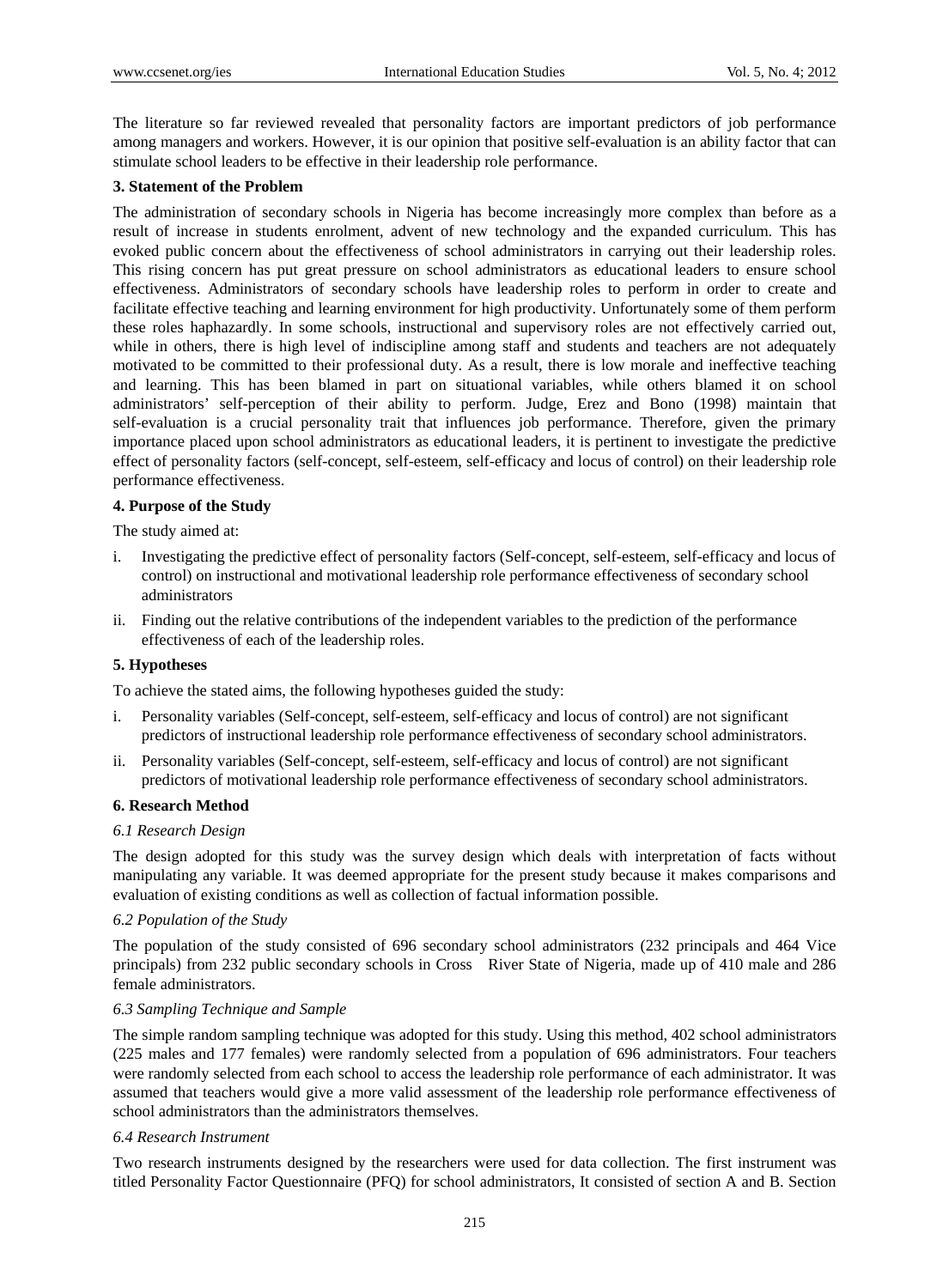The literature so far reviewed revealed that personality factors are important predictors of job performance among managers and workers. However, it is our opinion that positive self-evaluation is an ability factor that can stimulate school leaders to be effective in their leadership role performance.

## 3. Statement of the Problem

The administration of secondary schools in Nigeria has become increasingly more complex than before as a result of increase in students enrolment, advent of new technology and the expanded curriculum. This has evoked public concern about the effectiveness of school administrators in carrying out their leadership roles. This rising concern has put great pressure on school administrators as educational leaders to ensure school effectiveness. Administrators of secondary schools have leadership roles to perform in order to create and facilitate effective teaching and learning environment for high productivity. Unfortunately some of them perform these roles haphazardly. In some schools, instructional and supervisory roles are not effectively carried out, while in others, there is high level of indiscipline among staff and students and teachers are not adequately motivated to be committed to their professional duty. As a result, there is low morale and ineffective teaching and learning. This has been blamed in part on situational variables, while others blamed it on school administrators' self-perception of their ability to perform. Judge, Erez and Bono (1998) maintain that self-evaluation is a crucial personality trait that influences job performance. Therefore, given the primary importance placed upon school administrators as educational leaders, it is pertinent to investigate the predictive effect of personality factors (self-concept, self-esteem, self-efficacy and locus of control) on their leadership role performance effectiveness.

## 4. Purpose of the Study

The study aimed at:

i. Investigating the predictive effect of personality factors (Self-concept, self-esteem, self-efficacy and locus of control) on instructional and motivational leadership role performance effectiveness of secondary school administrators

ii. Finding out the relative contributions of the independent variables to the prediction of the performance effectiveness of each of the leadership roles.

## 5. Hypotheses

To achieve the stated aims, the following hypotheses guided the study:

i. Personality variables (Self-concept, self-esteem, self-efficacy and locus of control) are not significant predictors of instructional leadership role performance effectiveness of secondary school administrators.

ii. Personality variables (Self-concept, self-esteem, self-efficacy and locus of control) are not significant predictors of motivational leadership role performance effectiveness of secondary school administrators.

## 6. Research Method

### *6.1 Research Design*

The design adopted for this study was the survey design which deals with interpretation of facts without manipulating any variable. It was deemed appropriate for the present study because it makes comparisons and evaluation of existing conditions as well as collection of factual information possible.

### *6.2 Population of the Study*

The population of the study consisted of 696 secondary school administrators (232 principals and 464 Vice principals) from 232 public secondary schools in Cross River State of Nigeria, made up of 410 male and 286 female administrators.

### *6.3 Sampling Technique and Sample*

The simple random sampling technique was adopted for this study. Using this method, 402 school administrators (225 males and 177 females) were randomly selected from a population of 696 administrators. Four teachers were randomly selected from each school to access the leadership role performance of each administrator. It was assumed that teachers would give a more valid assessment of the leadership role performance effectiveness of school administrators than the administrators themselves.

### *6.4 Research Instrument*

Two research instruments designed by the researchers were used for data collection. The first instrument was titled Personality Factor Questionnaire (PFQ) for school administrators, It consisted of section A and B. Section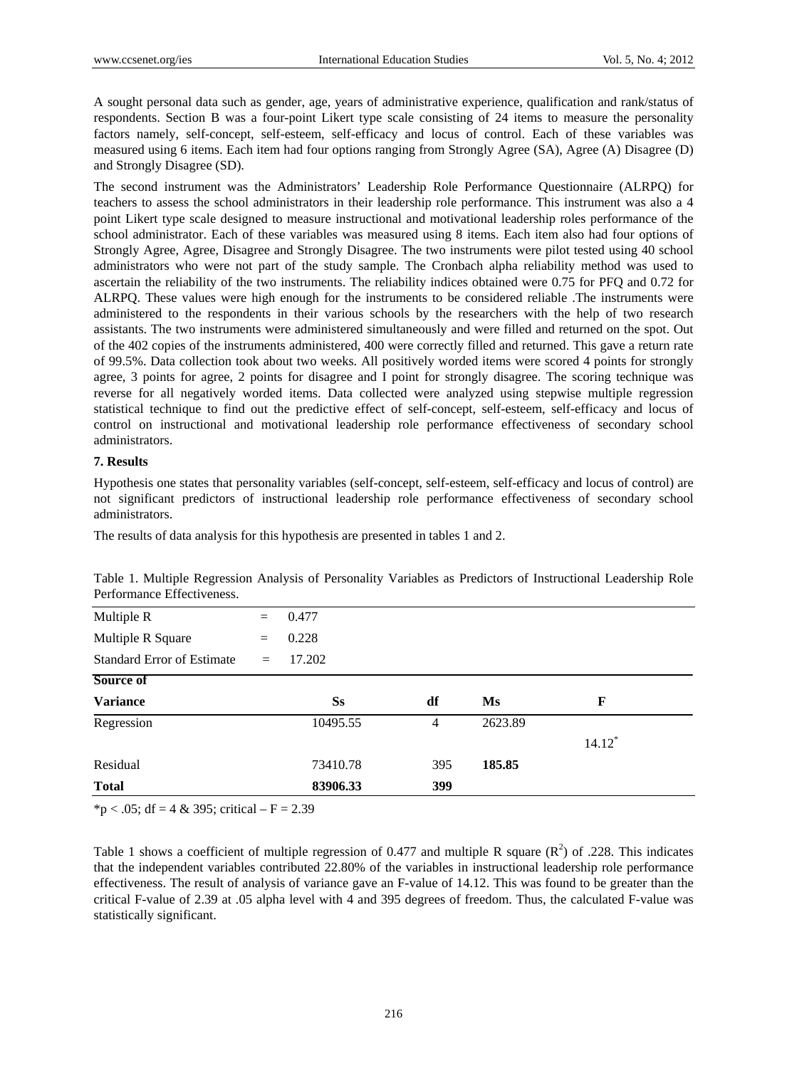A sought personal data such as gender, age, years of administrative experience, qualification and rank/status of respondents. Section B was a four-point Likert type scale consisting of 24 items to measure the personality factors namely, self-concept, self-esteem, self-efficacy and locus of control. Each of these variables was measured using 6 items. Each item had four options ranging from Strongly Agree (SA), Agree (A) Disagree (D) and Strongly Disagree (SD).

The second instrument was the Administrators' Leadership Role Performance Questionnaire (ALRPQ) for teachers to assess the school administrators in their leadership role performance. This instrument was also a 4 point Likert type scale designed to measure instructional and motivational leadership roles performance of the school administrator. Each of these variables was measured using 8 items. Each item also had four options of Strongly Agree, Agree, Disagree and Strongly Disagree. The two instruments were pilot tested using 40 school administrators who were not part of the study sample. The Cronbach alpha reliability method was used to ascertain the reliability of the two instruments. The reliability indices obtained were 0.75 for PFQ and 0.72 for ALRPQ. These values were high enough for the instruments to be considered reliable .The instruments were administered to the respondents in their various schools by the researchers with the help of two research assistants. The two instruments were administered simultaneously and were filled and returned on the spot. Out of the 402 copies of the instruments administered, 400 were correctly filled and returned. This gave a return rate of 99.5%. Data collection took about two weeks. All positively worded items were scored 4 points for strongly agree, 3 points for agree, 2 points for disagree and I point for strongly disagree. The scoring technique was reverse for all negatively worded items. Data collected were analyzed using stepwise multiple regression statistical technique to find out the predictive effect of self-concept, self-esteem, self-efficacy and locus of control on instructional and motivational leadership role performance effectiveness of secondary school administrators.

## 7. Results

Hypothesis one states that personality variables (self-concept, self-esteem, self-efficacy and locus of control) are not significant predictors of instructional leadership role performance effectiveness of secondary school administrators.

The results of data analysis for this hypothesis are presented in tables 1 and 2.

Table 1. Multiple Regression Analysis of Personality Variables as Predictors of Instructional Leadership Role Performance Effectiveness.

Multiple R = 0.477

Multiple R Square = 0.228

Standard Error of Estimate = 17.202

| Source of Variance | Ss | df | Ms | F |
|---|---|---|---|---|
| Regression | 10495.55 | 4 | 2623.89 | $14.12^*$ |
| Residual | 73410.78 | 395 | **185.85** | |
| **Total** | **83906.33** | **399** | | |

*$p < .05$; df = 4 & 395; critical – F = 2.39

Table 1 shows a coefficient of multiple regression of 0.477 and multiple R square ($R^2$) of .228. This indicates that the independent variables contributed 22.80% of the variables in instructional leadership role performance effectiveness. The result of analysis of variance gave an F-value of 14.12. This was found to be greater than the critical F-value of 2.39 at .05 alpha level with 4 and 395 degrees of freedom. Thus, the calculated F-value was statistically significant.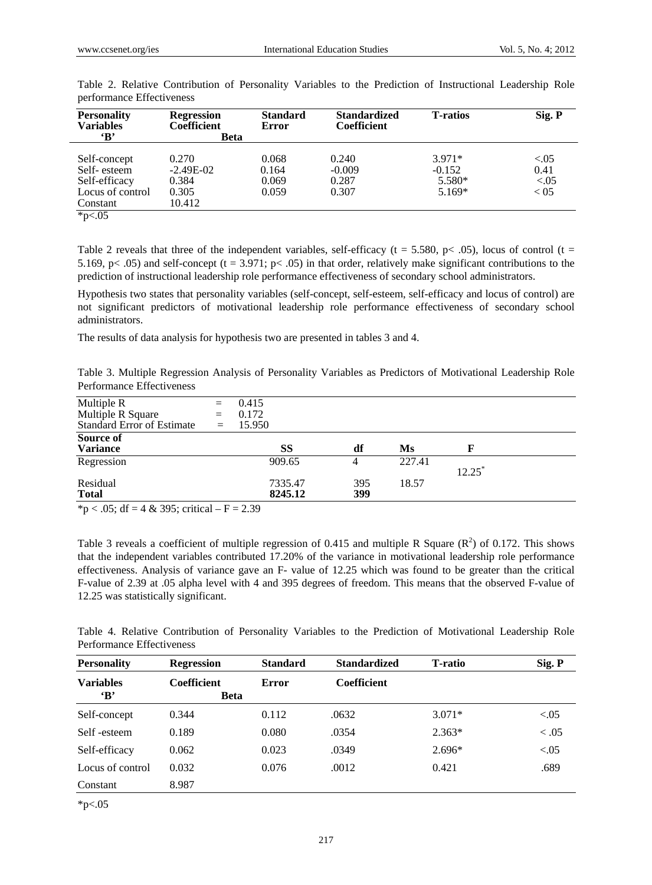Table 2. Relative Contribution of Personality Variables to the Prediction of Instructional Leadership Role performance Effectiveness

| Personality Variables | Regression Coefficient 'B' | Standard Error | Standardized Coefficient Beta | T-ratios | Sig. P |
|---|---|---|---|---|---|
| Self-concept | 0.270 | 0.068 | 0.240 | 3.971* | <.05 |
| Self- esteem | -2.49E-02 | 0.164 | -0.009 | -0.152 | 0.41 |
| Self-efficacy | 0.384 | 0.069 | 0.287 | 5.580* | <.05 |
| Locus of control | 0.305 | 0.059 | 0.307 | 5.169* | < 05 |
| Constant | 10.412 | | | | |

*p<.05

Table 2 reveals that three of the independent variables, self-efficacy (t = 5.580, p< .05), locus of control (t = 5.169, p< .05) and self-concept (t = 3.971; p< .05) in that order, relatively make significant contributions to the prediction of instructional leadership role performance effectiveness of secondary school administrators.

Hypothesis two states that personality variables (self-concept, self-esteem, self-efficacy and locus of control) are not significant predictors of motivational leadership role performance effectiveness of secondary school administrators.

The results of data analysis for hypothesis two are presented in tables 3 and 4.

Table 3. Multiple Regression Analysis of Personality Variables as Predictors of Motivational Leadership Role Performance Effectiveness

Multiple R = 0.415
Multiple R Square = 0.172
Standard Error of Estimate = 15.950

| Source of Variance | SS | df | Ms | F |
|---|---|---|---|---|
| Regression | 909.65 | 4 | 227.41 | 12.25* |
| Residual | 7335.47 | 395 | 18.57 | |
| **Total** | **8245.12** | **399** | | |

*p < .05; df = 4 & 395; critical – F = 2.39

Table 3 reveals a coefficient of multiple regression of 0.415 and multiple R Square ($R^2$) of 0.172. This shows that the independent variables contributed 17.20% of the variance in motivational leadership role performance effectiveness. Analysis of variance gave an F- value of 12.25 which was found to be greater than the critical F-value of 2.39 at .05 alpha level with 4 and 395 degrees of freedom. This means that the observed F-value of 12.25 was statistically significant.

Table 4. Relative Contribution of Personality Variables to the Prediction of Motivational Leadership Role Performance Effectiveness

| Personality Variables | Regression Coefficient 'B' | Standard Error | Standardized Coefficient Beta | T-ratio | Sig. P |
|---|---|---|---|---|---|
| Self-concept | 0.344 | 0.112 | .0632 | 3.071* | <.05 |
| Self -esteem | 0.189 | 0.080 | .0354 | 2.363* | < .05 |
| Self-efficacy | 0.062 | 0.023 | .0349 | 2.696* | <.05 |
| Locus of control | 0.032 | 0.076 | .0012 | 0.421 | .689 |
| Constant | 8.987 | | | | |

*p<.05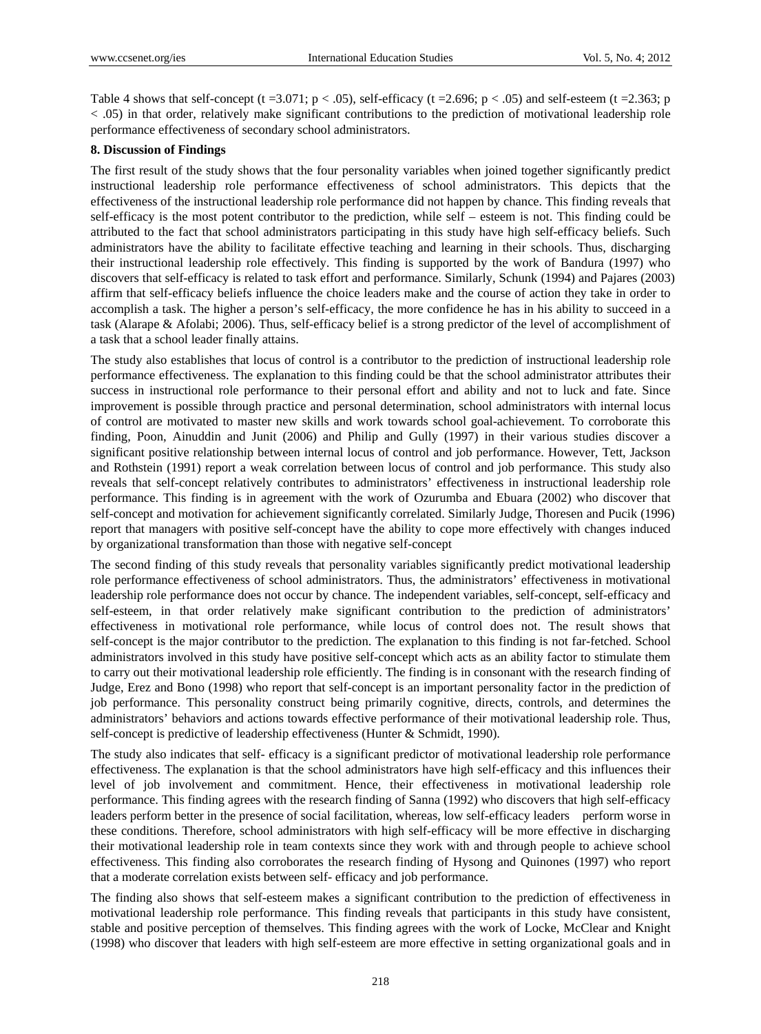Table 4 shows that self-concept ($t = 3.071$; $p < .05$), self-efficacy ($t = 2.696$; $p < .05$) and self-esteem ($t = 2.363$; $p < .05$) in that order, relatively make significant contributions to the prediction of motivational leadership role performance effectiveness of secondary school administrators.

**8. Discussion of Findings**

The first result of the study shows that the four personality variables when joined together significantly predict instructional leadership role performance effectiveness of school administrators. This depicts that the effectiveness of the instructional leadership role performance did not happen by chance. This finding reveals that self-efficacy is the most potent contributor to the prediction, while self – esteem is not. This finding could be attributed to the fact that school administrators participating in this study have high self-efficacy beliefs. Such administrators have the ability to facilitate effective teaching and learning in their schools. Thus, discharging their instructional leadership role effectively. This finding is supported by the work of Bandura (1997) who discovers that self-efficacy is related to task effort and performance. Similarly, Schunk (1994) and Pajares (2003) affirm that self-efficacy beliefs influence the choice leaders make and the course of action they take in order to accomplish a task. The higher a person's self-efficacy, the more confidence he has in his ability to succeed in a task (Alarape & Afolabi; 2006). Thus, self-efficacy belief is a strong predictor of the level of accomplishment of a task that a school leader finally attains.

The study also establishes that locus of control is a contributor to the prediction of instructional leadership role performance effectiveness. The explanation to this finding could be that the school administrator attributes their success in instructional role performance to their personal effort and ability and not to luck and fate. Since improvement is possible through practice and personal determination, school administrators with internal locus of control are motivated to master new skills and work towards school goal-achievement. To corroborate this finding, Poon, Ainuddin and Junit (2006) and Philip and Gully (1997) in their various studies discover a significant positive relationship between internal locus of control and job performance. However, Tett, Jackson and Rothstein (1991) report a weak correlation between locus of control and job performance. This study also reveals that self-concept relatively contributes to administrators' effectiveness in instructional leadership role performance. This finding is in agreement with the work of Ozurumba and Ebuara (2002) who discover that self-concept and motivation for achievement significantly correlated. Similarly Judge, Thoresen and Pucik (1996) report that managers with positive self-concept have the ability to cope more effectively with changes induced by organizational transformation than those with negative self-concept

The second finding of this study reveals that personality variables significantly predict motivational leadership role performance effectiveness of school administrators. Thus, the administrators' effectiveness in motivational leadership role performance does not occur by chance. The independent variables, self-concept, self-efficacy and self-esteem, in that order relatively make significant contribution to the prediction of administrators' effectiveness in motivational role performance, while locus of control does not. The result shows that self-concept is the major contributor to the prediction. The explanation to this finding is not far-fetched. School administrators involved in this study have positive self-concept which acts as an ability factor to stimulate them to carry out their motivational leadership role efficiently. The finding is in consonant with the research finding of Judge, Erez and Bono (1998) who report that self-concept is an important personality factor in the prediction of job performance. This personality construct being primarily cognitive, directs, controls, and determines the administrators' behaviors and actions towards effective performance of their motivational leadership role. Thus, self-concept is predictive of leadership effectiveness (Hunter & Schmidt, 1990).

The study also indicates that self- efficacy is a significant predictor of motivational leadership role performance effectiveness. The explanation is that the school administrators have high self-efficacy and this influences their level of job involvement and commitment. Hence, their effectiveness in motivational leadership role performance. This finding agrees with the research finding of Sanna (1992) who discovers that high self-efficacy leaders perform better in the presence of social facilitation, whereas, low self-efficacy leaders perform worse in these conditions. Therefore, school administrators with high self-efficacy will be more effective in discharging their motivational leadership role in team contexts since they work with and through people to achieve school effectiveness. This finding also corroborates the research finding of Hysong and Quinones (1997) who report that a moderate correlation exists between self- efficacy and job performance.

The finding also shows that self-esteem makes a significant contribution to the prediction of effectiveness in motivational leadership role performance. This finding reveals that participants in this study have consistent, stable and positive perception of themselves. This finding agrees with the work of Locke, McClear and Knight (1998) who discover that leaders with high self-esteem are more effective in setting organizational goals and in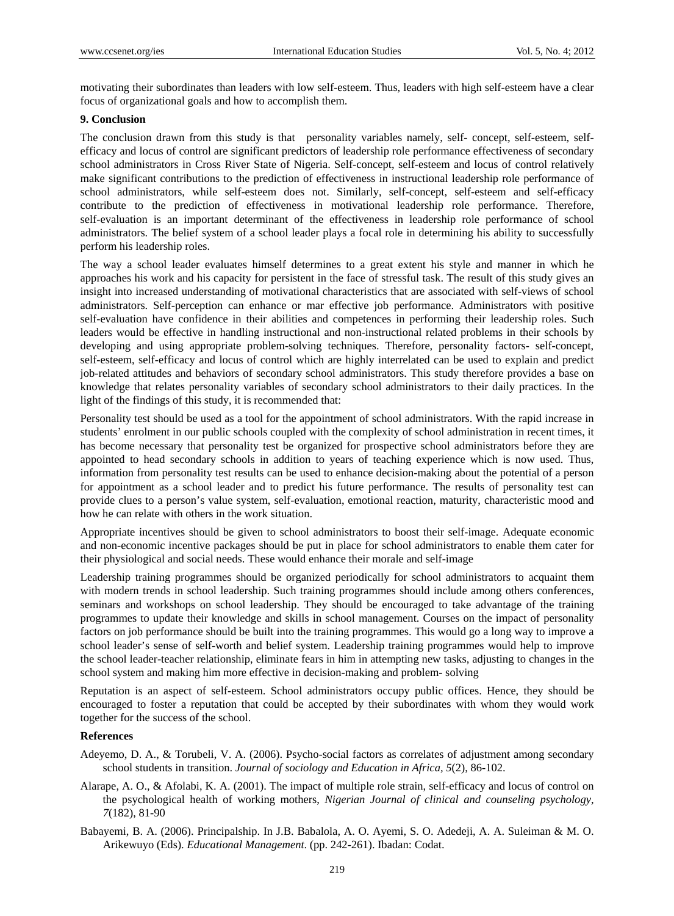motivating their subordinates than leaders with low self-esteem. Thus, leaders with high self-esteem have a clear focus of organizational goals and how to accomplish them.

## 9. Conclusion

The conclusion drawn from this study is that personality variables namely, self- concept, self-esteem, self-efficacy and locus of control are significant predictors of leadership role performance effectiveness of secondary school administrators in Cross River State of Nigeria. Self-concept, self-esteem and locus of control relatively make significant contributions to the prediction of effectiveness in instructional leadership role performance of school administrators, while self-esteem does not. Similarly, self-concept, self-esteem and self-efficacy contribute to the prediction of effectiveness in motivational leadership role performance. Therefore, self-evaluation is an important determinant of the effectiveness in leadership role performance of school administrators. The belief system of a school leader plays a focal role in determining his ability to successfully perform his leadership roles.

The way a school leader evaluates himself determines to a great extent his style and manner in which he approaches his work and his capacity for persistent in the face of stressful task. The result of this study gives an insight into increased understanding of motivational characteristics that are associated with self-views of school administrators. Self-perception can enhance or mar effective job performance. Administrators with positive self-evaluation have confidence in their abilities and competences in performing their leadership roles. Such leaders would be effective in handling instructional and non-instructional related problems in their schools by developing and using appropriate problem-solving techniques. Therefore, personality factors- self-concept, self-esteem, self-efficacy and locus of control which are highly interrelated can be used to explain and predict job-related attitudes and behaviors of secondary school administrators. This study therefore provides a base on knowledge that relates personality variables of secondary school administrators to their daily practices. In the light of the findings of this study, it is recommended that:

Personality test should be used as a tool for the appointment of school administrators. With the rapid increase in students' enrolment in our public schools coupled with the complexity of school administration in recent times, it has become necessary that personality test be organized for prospective school administrators before they are appointed to head secondary schools in addition to years of teaching experience which is now used. Thus, information from personality test results can be used to enhance decision-making about the potential of a person for appointment as a school leader and to predict his future performance. The results of personality test can provide clues to a person's value system, self-evaluation, emotional reaction, maturity, characteristic mood and how he can relate with others in the work situation.

Appropriate incentives should be given to school administrators to boost their self-image. Adequate economic and non-economic incentive packages should be put in place for school administrators to enable them cater for their physiological and social needs. These would enhance their morale and self-image

Leadership training programmes should be organized periodically for school administrators to acquaint them with modern trends in school leadership. Such training programmes should include among others conferences, seminars and workshops on school leadership. They should be encouraged to take advantage of the training programmes to update their knowledge and skills in school management. Courses on the impact of personality factors on job performance should be built into the training programmes. This would go a long way to improve a school leader's sense of self-worth and belief system. Leadership training programmes would help to improve the school leader-teacher relationship, eliminate fears in him in attempting new tasks, adjusting to changes in the school system and making him more effective in decision-making and problem- solving

Reputation is an aspect of self-esteem. School administrators occupy public offices. Hence, they should be encouraged to foster a reputation that could be accepted by their subordinates with whom they would work together for the success of the school.

## References

Adeyemo, D. A., & Torubeli, V. A. (2006). Psycho-social factors as correlates of adjustment among secondary school students in transition. *Journal of sociology and Education in Africa, 5*(2), 86-102.

Alarape, A. O., & Afolabi, K. A. (2001). The impact of multiple role strain, self-efficacy and locus of control on the psychological health of working mothers, *Nigerian Journal of clinical and counseling psychology, 7*(182), 81-90

Babayemi, B. A. (2006). Principalship. In J.B. Babalola, A. O. Ayemi, S. O. Adedeji, A. A. Suleiman & M. O. Arikewuyo (Eds). *Educational Management*. (pp. 242-261). Ibadan: Codat.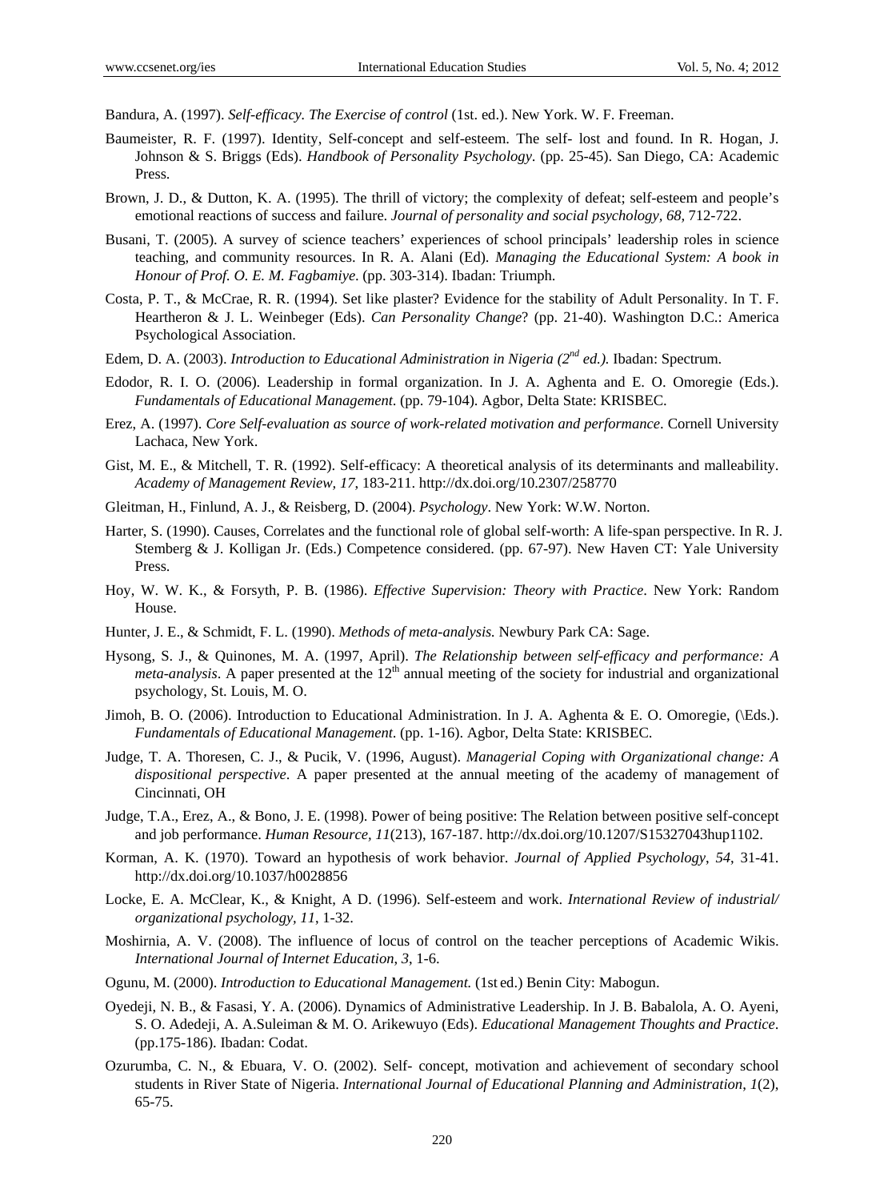Bandura, A. (1997). *Self-efficacy. The Exercise of control* (1st. ed.). New York. W. F. Freeman.

Baumeister, R. F. (1997). Identity, Self-concept and self-esteem. The self- lost and found. In R. Hogan, J. Johnson & S. Briggs (Eds). *Handbook of Personality Psychology*. (pp. 25-45). San Diego, CA: Academic Press.

Brown, J. D., & Dutton, K. A. (1995). The thrill of victory; the complexity of defeat; self-esteem and people's emotional reactions of success and failure. *Journal of personality and social psychology, 68*, 712-722.

Busani, T. (2005). A survey of science teachers' experiences of school principals' leadership roles in science teaching, and community resources. In R. A. Alani (Ed). *Managing the Educational System: A book in Honour of Prof. O. E. M. Fagbamiye*. (pp. 303-314). Ibadan: Triumph.

Costa, P. T., & McCrae, R. R. (1994). Set like plaster? Evidence for the stability of Adult Personality. In T. F. Heartheron & J. L. Weinbeger (Eds). *Can Personality Change*? (pp. 21-40). Washington D.C.: America Psychological Association.

Edem, D. A. (2003). *Introduction to Educational Administration in Nigeria (2nd ed.).* Ibadan: Spectrum.

Edodor, R. I. O. (2006). Leadership in formal organization. In J. A. Aghenta and E. O. Omoregie (Eds.). *Fundamentals of Educational Management*. (pp. 79-104). Agbor, Delta State: KRISBEC.

Erez, A. (1997). *Core Self-evaluation as source of work-related motivation and performance*. Cornell University Lachaca, New York.

Gist, M. E., & Mitchell, T. R. (1992). Self-efficacy: A theoretical analysis of its determinants and malleability. *Academy of Management Review, 17*, 183-211. http://dx.doi.org/10.2307/258770

Gleitman, H., Finlund, A. J., & Reisberg, D. (2004). *Psychology*. New York: W.W. Norton.

Harter, S. (1990). Causes, Correlates and the functional role of global self-worth: A life-span perspective. In R. J. Stemberg & J. Kolligan Jr. (Eds.) Competence considered. (pp. 67-97). New Haven CT: Yale University Press.

Hoy, W. W. K., & Forsyth, P. B. (1986). *Effective Supervision: Theory with Practice*. New York: Random House.

Hunter, J. E., & Schmidt, F. L. (1990). *Methods of meta-analysis.* Newbury Park CA: Sage.

Hysong, S. J., & Quinones, M. A. (1997, April). *The Relationship between self-efficacy and performance: A meta-analysis*. A paper presented at the 12th annual meeting of the society for industrial and organizational psychology, St. Louis, M. O.

Jimoh, B. O. (2006). Introduction to Educational Administration. In J. A. Aghenta & E. O. Omoregie, (\Eds.). *Fundamentals of Educational Management*. (pp. 1-16). Agbor, Delta State: KRISBEC.

Judge, T. A. Thoresen, C. J., & Pucik, V. (1996, August). *Managerial Coping with Organizational change: A dispositional perspective*. A paper presented at the annual meeting of the academy of management of Cincinnati, OH

Judge, T.A., Erez, A., & Bono, J. E. (1998). Power of being positive: The Relation between positive self-concept and job performance. *Human Resource, 11*(213), 167-187. http://dx.doi.org/10.1207/S15327043hup1102.

Korman, A. K. (1970). Toward an hypothesis of work behavior. *Journal of Applied Psychology, 54*, 31-41. http://dx.doi.org/10.1037/h0028856

Locke, E. A. McClear, K., & Knight, A D. (1996). Self-esteem and work. *International Review of industrial/ organizational psychology, 11*, 1-32.

Moshirnia, A. V. (2008). The influence of locus of control on the teacher perceptions of Academic Wikis. *International Journal of Internet Education, 3*, 1-6.

Ogunu, M. (2000). *Introduction to Educational Management.* (1st ed.) Benin City: Mabogun.

Oyedeji, N. B., & Fasasi, Y. A. (2006). Dynamics of Administrative Leadership. In J. B. Babalola, A. O. Ayeni, S. O. Adedeji, A. A.Suleiman & M. O. Arikewuyo (Eds). *Educational Management Thoughts and Practice*. (pp.175-186). Ibadan: Codat.

Ozurumba, C. N., & Ebuara, V. O. (2002). Self- concept, motivation and achievement of secondary school students in River State of Nigeria. *International Journal of Educational Planning and Administration, 1*(2), 65-75.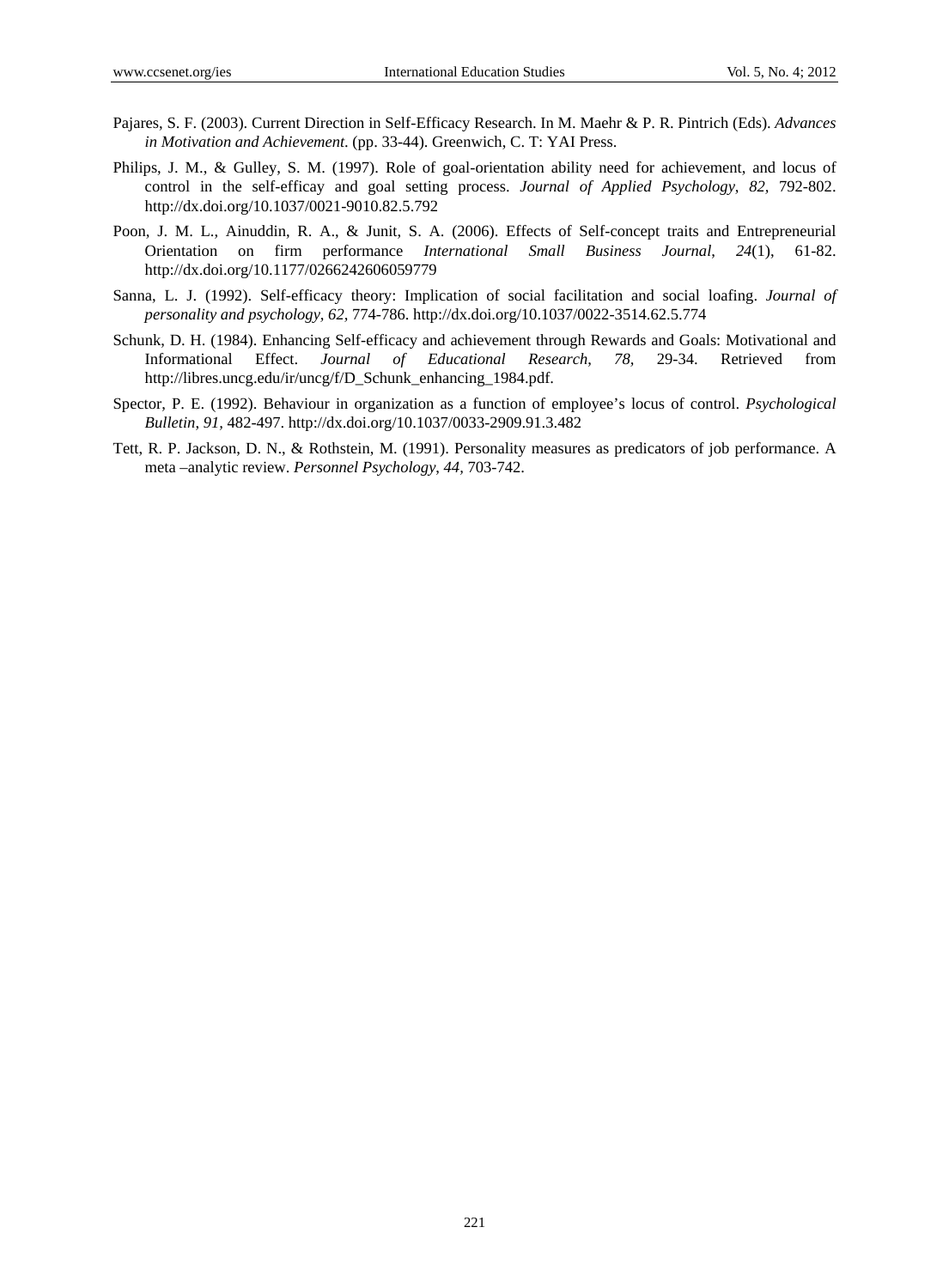Pajares, S. F. (2003). Current Direction in Self-Efficacy Research. In M. Maehr & P. R. Pintrich (Eds). *Advances in Motivation and Achievement.* (pp. 33-44). Greenwich, C. T: YAI Press.

Philips, J. M., & Gulley, S. M. (1997). Role of goal-orientation ability need for achievement, and locus of control in the self-efficay and goal setting process. *Journal of Applied Psychology, 82,* 792-802. http://dx.doi.org/10.1037/0021-9010.82.5.792

Poon, J. M. L., Ainuddin, R. A., & Junit, S. A. (2006). Effects of Self-concept traits and Entrepreneurial Orientation on firm performance *International Small Business Journal*, *24*(1), 61-82. http://dx.doi.org/10.1177/0266242606059779

Sanna, L. J. (1992). Self-efficacy theory: Implication of social facilitation and social loafing. *Journal of personality and psychology, 62,* 774-786. http://dx.doi.org/10.1037/0022-3514.62.5.774

Schunk, D. H. (1984). Enhancing Self-efficacy and achievement through Rewards and Goals: Motivational and Informational Effect. *Journal of Educational Research, 78,* 29-34. Retrieved from http://libres.uncg.edu/ir/uncg/f/D_Schunk_enhancing_1984.pdf.

Spector, P. E. (1992). Behaviour in organization as a function of employee's locus of control. *Psychological Bulletin, 91,* 482-497. http://dx.doi.org/10.1037/0033-2909.91.3.482

Tett, R. P. Jackson, D. N., & Rothstein, M. (1991). Personality measures as predicators of job performance. A meta –analytic review. *Personnel Psychology, 44,* 703-742.